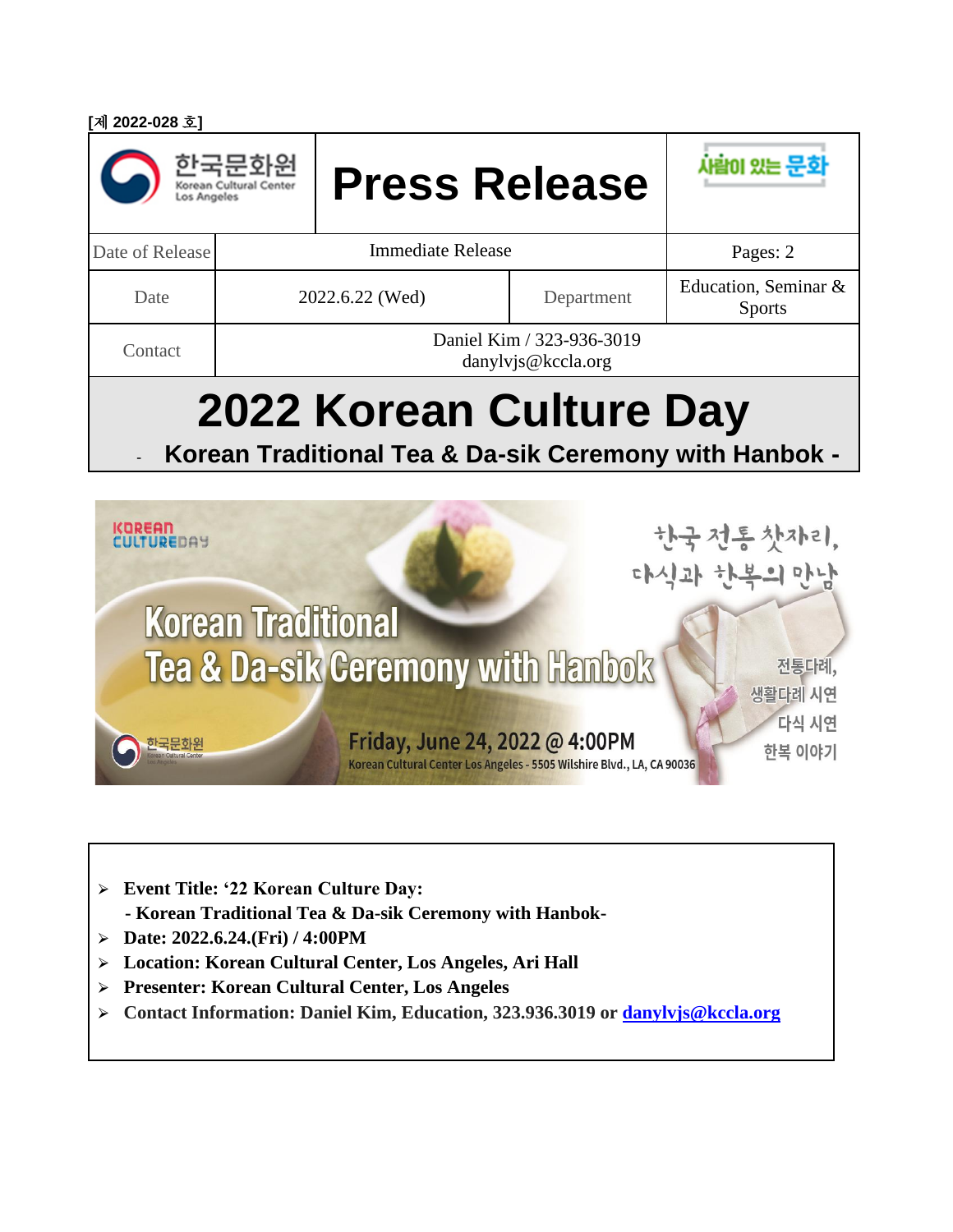[제 2022-028 호]

| 한국문화원 Korean Cultural Center Los Angeles | Press Release | | 사람이 있는 문화 |
| --- | --- | --- | --- |
| Date of Release | Immediate Release | | Pages: 2 |
| Date | 2022.6.22 (Wed) | Department | Education, Seminar & Sports |
| Contact | Daniel Kim / 323-936-3019 danylvjs@kccla.org | | |

# 2022 Korean Culture Day

## - Korean Traditional Tea & Da-sik Ceremony with Hanbok -

KOREAN CULTUREDAY

한국 전통 찻자리, 다식과 한복의 만남

Korean Traditional Tea & Da-sik Ceremony with Hanbok

전통다례, 생활다례 시연

다식 시연

한복 이야기

Friday, June 24, 2022 @ 4:00PM

Korean Cultural Center Los Angeles - 5505 Wilshire Blvd., LA, CA 90036

한국문화원 Korean Cultural Center Los Angeles

- **Event Title: '22 Korean Culture Day:**
  **- Korean Traditional Tea & Da-sik Ceremony with Hanbok-**
- **Date: 2022.6.24.(Fri) / 4:00PM**
- **Location: Korean Cultural Center, Los Angeles, Ari Hall**
- **Presenter: Korean Cultural Center, Los Angeles**
- **Contact Information: Daniel Kim, Education, 323.936.3019 or danylvjs@kccla.org**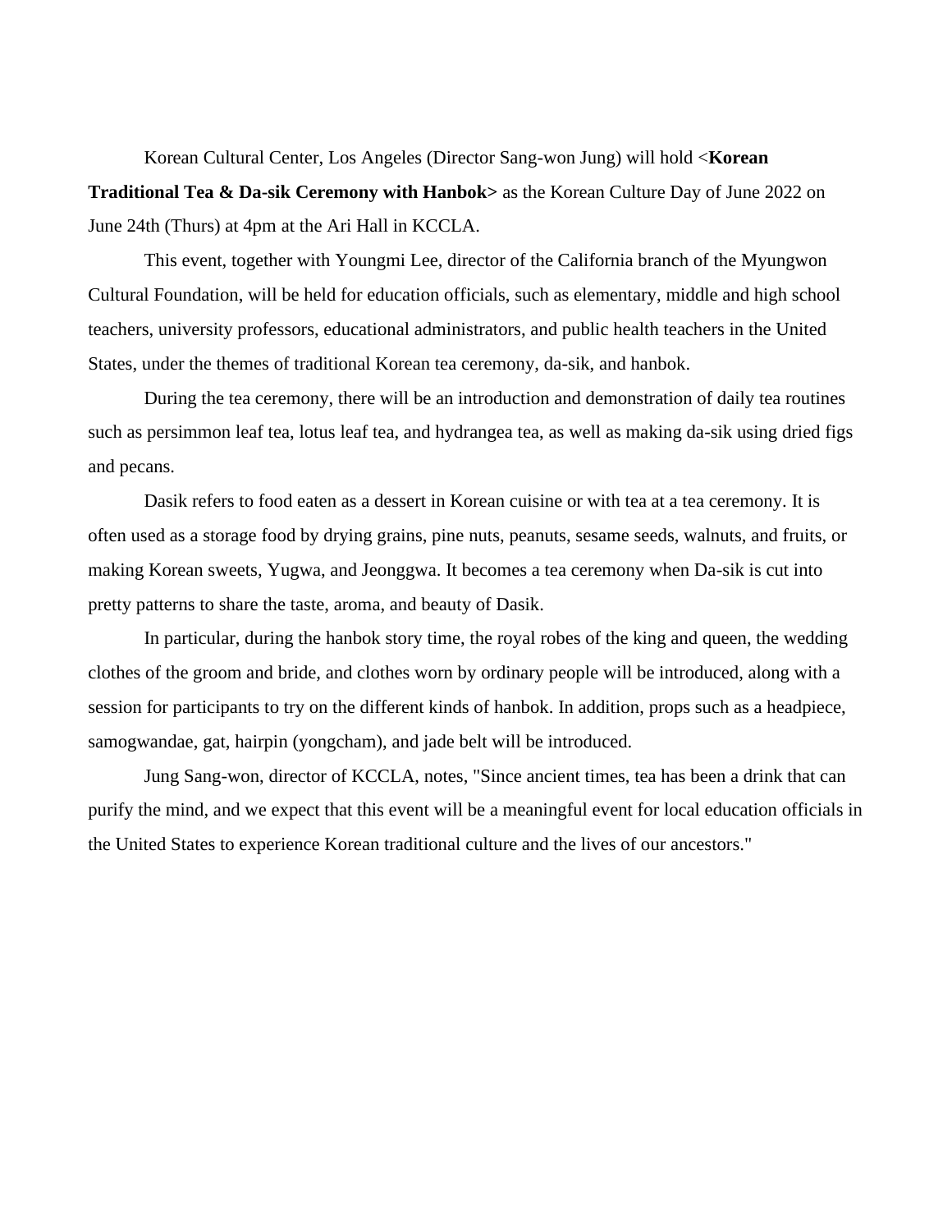Korean Cultural Center, Los Angeles (Director Sang-won Jung) will hold <**Korean Traditional Tea & Da-sik Ceremony with Hanbok>** as the Korean Culture Day of June 2022 on June 24th (Thurs) at 4pm at the Ari Hall in KCCLA.

This event, together with Youngmi Lee, director of the California branch of the Myungwon Cultural Foundation, will be held for education officials, such as elementary, middle and high school teachers, university professors, educational administrators, and public health teachers in the United States, under the themes of traditional Korean tea ceremony, da-sik, and hanbok.

During the tea ceremony, there will be an introduction and demonstration of daily tea routines such as persimmon leaf tea, lotus leaf tea, and hydrangea tea, as well as making da-sik using dried figs and pecans.

Dasik refers to food eaten as a dessert in Korean cuisine or with tea at a tea ceremony. It is often used as a storage food by drying grains, pine nuts, peanuts, sesame seeds, walnuts, and fruits, or making Korean sweets, Yugwa, and Jeonggwa. It becomes a tea ceremony when Da-sik is cut into pretty patterns to share the taste, aroma, and beauty of Dasik.

In particular, during the hanbok story time, the royal robes of the king and queen, the wedding clothes of the groom and bride, and clothes worn by ordinary people will be introduced, along with a session for participants to try on the different kinds of hanbok. In addition, props such as a headpiece, samogwandae, gat, hairpin (yongcham), and jade belt will be introduced.

Jung Sang-won, director of KCCLA, notes, "Since ancient times, tea has been a drink that can purify the mind, and we expect that this event will be a meaningful event for local education officials in the United States to experience Korean traditional culture and the lives of our ancestors."